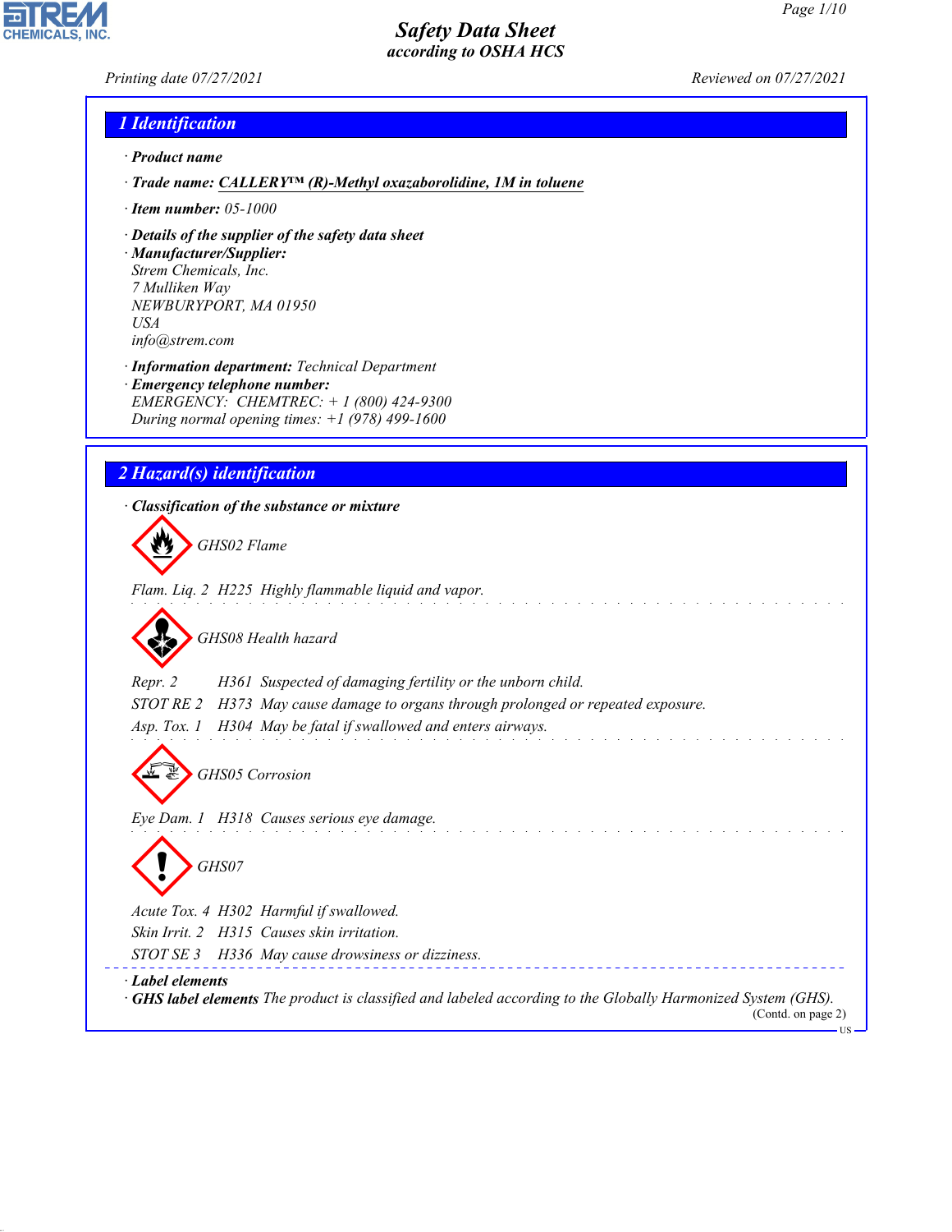# Safety Data Sheet
*according to OSHA HCS*

Printing date 07/27/2021 Reviewed on 07/27/2021

## 1 Identification

· **Product name**

· **Trade name: CALLERY™ (R)-Methyl oxazaborolidine, 1M in toluene**

· **Item number:** 05-1000

· **Details of the supplier of the safety data sheet**

· **Manufacturer/Supplier:**
Strem Chemicals, Inc.
7 Mulliken Way
NEWBURYPORT, MA 01950
USA
info@strem.com

· **Information department:** Technical Department

· **Emergency telephone number:**
EMERGENCY: CHEMTREC: + 1 (800) 424-9300
During normal opening times: +1 (978) 499-1600

## 2 Hazard(s) identification

· **Classification of the substance or mixture**

GHS02 Flame

Flam. Liq. 2 H225 Highly flammable liquid and vapor.

GHS08 Health hazard

Repr. 2 H361 Suspected of damaging fertility or the unborn child.

STOT RE 2 H373 May cause damage to organs through prolonged or repeated exposure.

Asp. Tox. 1 H304 May be fatal if swallowed and enters airways.

GHS05 Corrosion

Eye Dam. 1 H318 Causes serious eye damage.

GHS07

Acute Tox. 4 H302 Harmful if swallowed.

Skin Irrit. 2 H315 Causes skin irritation.

STOT SE 3 H336 May cause drowsiness or dizziness.

· **Label elements**

· **GHS label elements** The product is classified and labeled according to the Globally Harmonized System (GHS).

(Contd. on page 2)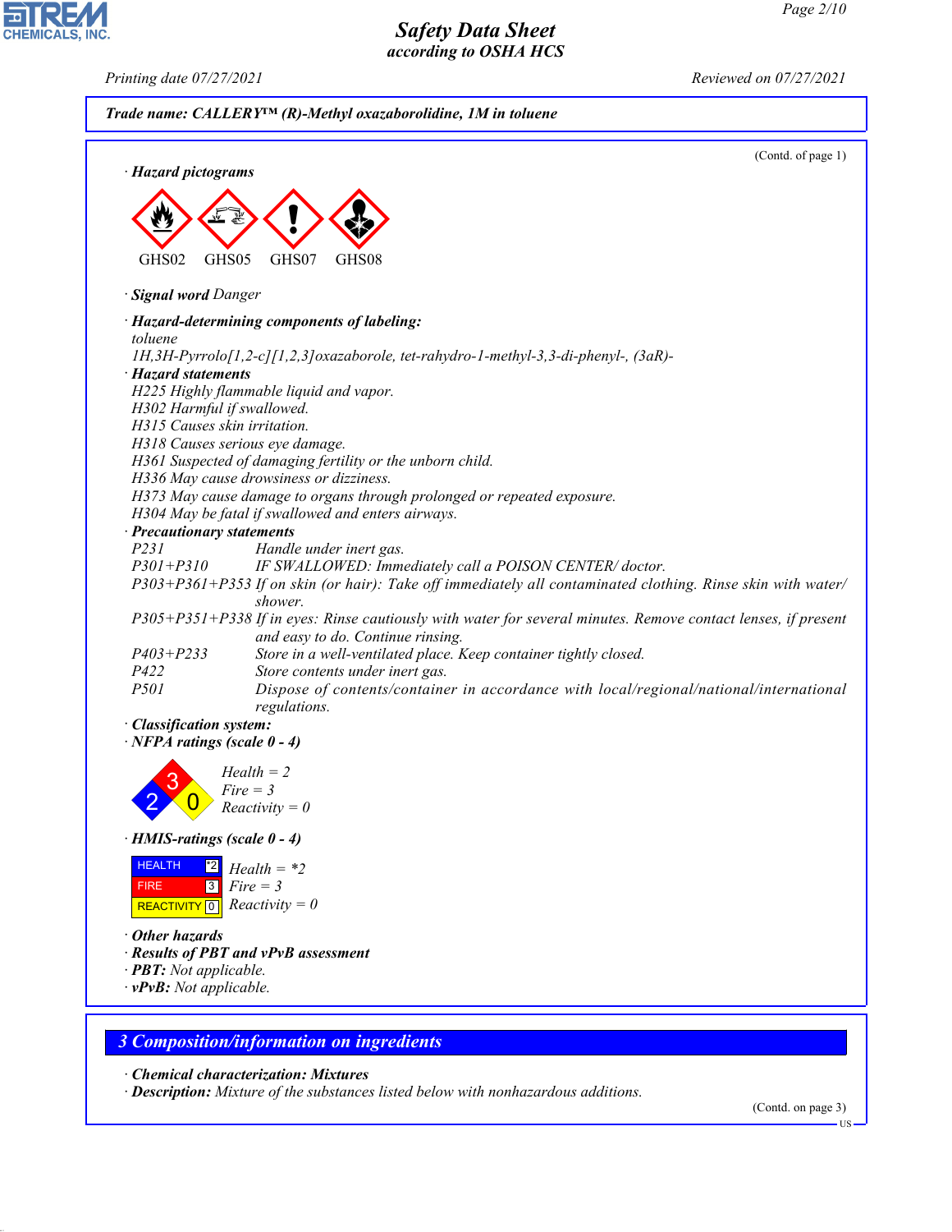**Trade name: CALLERY™ (R)-Methyl oxazaborolidine, 1M in toluene**

(Contd. of page 1)

· **Hazard pictograms**

GHS02 GHS05 GHS07 GHS08

· **Signal word** Danger

· **Hazard-determining components of labeling:**
toluene
1H,3H-Pyrrolo[1,2-c][1,2,3]oxazaborole, tet-rahydro-1-methyl-3,3-di-phenyl-, (3aR)-

· **Hazard statements**
H225 Highly flammable liquid and vapor.
H302 Harmful if swallowed.
H315 Causes skin irritation.
H318 Causes serious eye damage.
H361 Suspected of damaging fertility or the unborn child.
H336 May cause drowsiness or dizziness.
H373 May cause damage to organs through prolonged or repeated exposure.
H304 May be fatal if swallowed and enters airways.

· **Precautionary statements**

| | |
|---|---|
| P231 | Handle under inert gas. |
| P301+P310 | IF SWALLOWED: Immediately call a POISON CENTER/ doctor. |
| P303+P361+P353 | If on skin (or hair): Take off immediately all contaminated clothing. Rinse skin with water/shower. |
| P305+P351+P338 | If in eyes: Rinse cautiously with water for several minutes. Remove contact lenses, if present and easy to do. Continue rinsing. |
| P403+P233 | Store in a well-ventilated place. Keep container tightly closed. |
| P422 | Store contents under inert gas. |
| P501 | Dispose of contents/container in accordance with local/regional/national/international regulations. |

· **Classification system:**

· **NFPA ratings (scale 0 - 4)**

Health = 2
Fire = 3
Reactivity = 0

· **HMIS-ratings (scale 0 - 4)**

| | | |
|---|---|---|
| HEALTH | *2 | Health = *2 |
| FIRE | 3 | Fire = 3 |
| REACTIVITY | 0 | Reactivity = 0 |

· **Other hazards**

· **Results of PBT and vPvB assessment**

· **PBT:** Not applicable.

· **vPvB:** Not applicable.

## 3 Composition/information on ingredients

· **Chemical characterization: Mixtures**

· **Description:** Mixture of the substances listed below with nonhazardous additions.

(Contd. on page 3)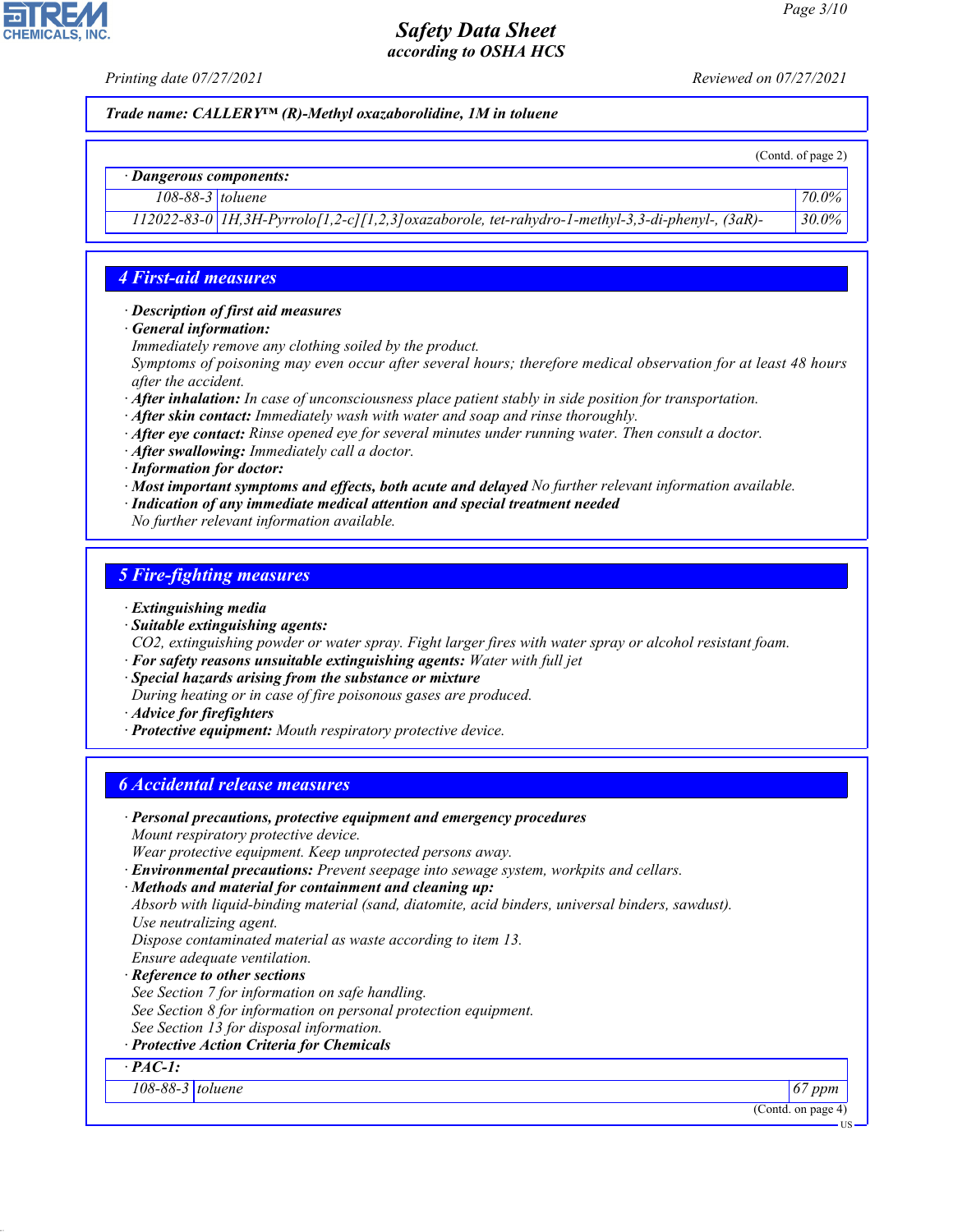Trade name: CALLERY™ (R)-Methyl oxazaborolidine, 1M in toluene

(Contd. of page 2)

· **Dangerous components:**

| | | |
|---|---|---|
| 108-88-3 | toluene | 70.0% |
| 112022-83-0 | 1H,3H-Pyrrolo[1,2-c][1,2,3]oxazaborole, tet-rahydro-1-methyl-3,3-di-phenyl-, (3aR)- | 30.0% |

## 4 First-aid measures

· **Description of first aid measures**
· **General information:**
Immediately remove any clothing soiled by the product.
Symptoms of poisoning may even occur after several hours; therefore medical observation for at least 48 hours after the accident.
· **After inhalation:** In case of unconsciousness place patient stably in side position for transportation.
· **After skin contact:** Immediately wash with water and soap and rinse thoroughly.
· **After eye contact:** Rinse opened eye for several minutes under running water. Then consult a doctor.
· **After swallowing:** Immediately call a doctor.
· **Information for doctor:**
· **Most important symptoms and effects, both acute and delayed** No further relevant information available.
· **Indication of any immediate medical attention and special treatment needed**
No further relevant information available.

## 5 Fire-fighting measures

· **Extinguishing media**
· **Suitable extinguishing agents:**
$CO_2$, extinguishing powder or water spray. Fight larger fires with water spray or alcohol resistant foam.
· **For safety reasons unsuitable extinguishing agents:** Water with full jet
· **Special hazards arising from the substance or mixture**
During heating or in case of fire poisonous gases are produced.
· **Advice for firefighters**
· **Protective equipment:** Mouth respiratory protective device.

## 6 Accidental release measures

· **Personal precautions, protective equipment and emergency procedures**
Mount respiratory protective device.
Wear protective equipment. Keep unprotected persons away.
· **Environmental precautions:** Prevent seepage into sewage system, workpits and cellars.
· **Methods and material for containment and cleaning up:**
Absorb with liquid-binding material (sand, diatomite, acid binders, universal binders, sawdust).
Use neutralizing agent.
Dispose contaminated material as waste according to item 13.
Ensure adequate ventilation.
· **Reference to other sections**
See Section 7 for information on safe handling.
See Section 8 for information on personal protection equipment.
See Section 13 for disposal information.
· **Protective Action Criteria for Chemicals**

· **PAC-1:**

| | | |
|---|---|---|
| 108-88-3 | toluene | 67 ppm |

(Contd. on page 4)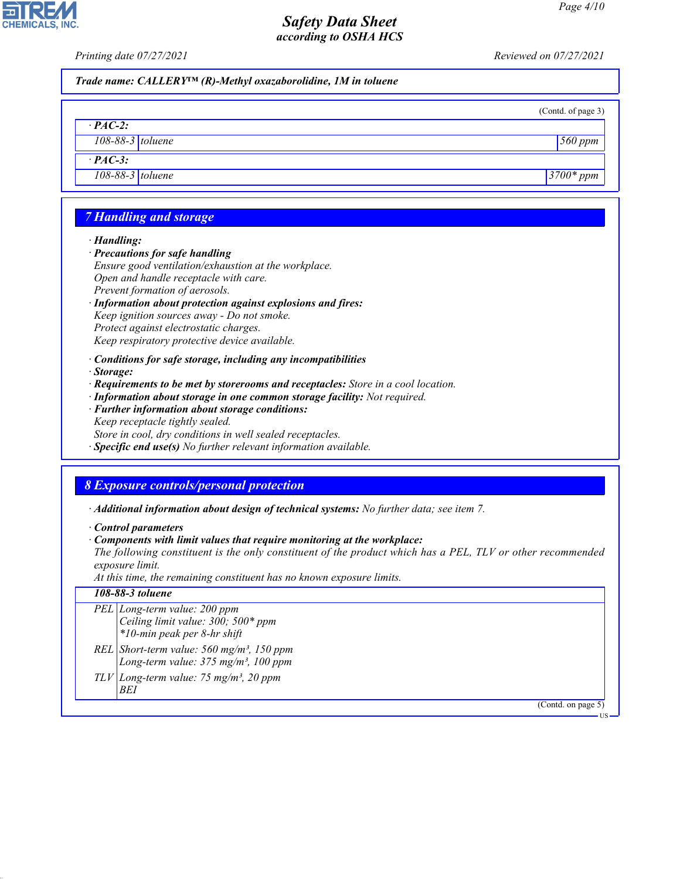Trade name: CALLERY™ (R)-Methyl oxazaborolidine, 1M in toluene

(Contd. of page 3)

· **PAC-2:**

| | | |
|---|---|---|
| 108-88-3 | toluene | 560 ppm |

· **PAC-3:**

| | | |
|---|---|---|
| 108-88-3 | toluene | 3700* ppm |

## 7 Handling and storage

· **Handling:**

· **Precautions for safe handling**

Ensure good ventilation/exhaustion at the workplace.
Open and handle receptacle with care.
Prevent formation of aerosols.

· **Information about protection against explosions and fires:**

Keep ignition sources away - Do not smoke.
Protect against electrostatic charges.
Keep respiratory protective device available.

· **Conditions for safe storage, including any incompatibilities**

· **Storage:**

· **Requirements to be met by storerooms and receptacles:** Store in a cool location.

· **Information about storage in one common storage facility:** Not required.

· **Further information about storage conditions:**

Keep receptacle tightly sealed.
Store in cool, dry conditions in well sealed receptacles.

· **Specific end use(s)** No further relevant information available.

## 8 Exposure controls/personal protection

· **Additional information about design of technical systems:** No further data; see item 7.

· **Control parameters**

· **Components with limit values that require monitoring at the workplace:**

The following constituent is the only constituent of the product which has a PEL, TLV or other recommended exposure limit.
At this time, the remaining constituent has no known exposure limits.

| 108-88-3 toluene | |
|---|---|
| PEL | Long-term value: 200 ppm<br>Ceiling limit value: 300; 500* ppm<br>*10-min peak per 8-hr shift |
| REL | Short-term value: 560 mg/m³, 150 ppm<br>Long-term value: 375 mg/m³, 100 ppm |
| TLV | Long-term value: 75 mg/m³, 20 ppm<br>BEI |

(Contd. on page 5)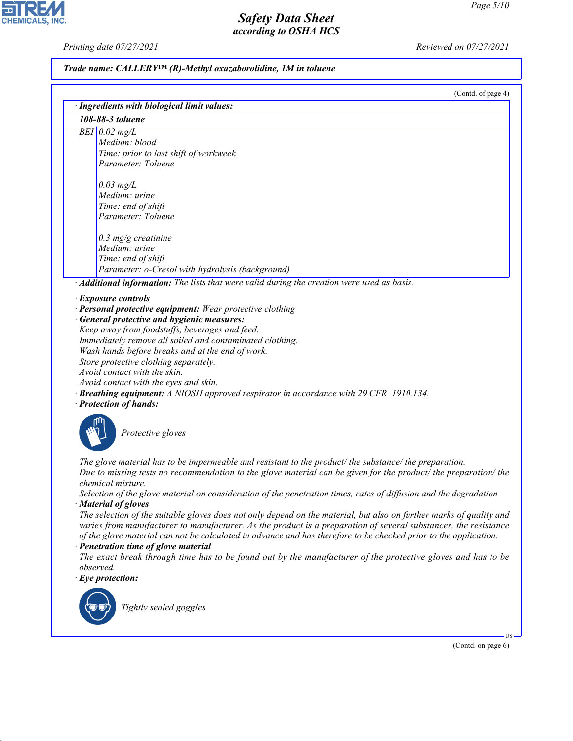**Trade name: CALLERY™ (R)-Methyl oxazaborolidine, 1M in toluene**

(Contd. of page 4)

· **Ingredients with biological limit values:**

| **108-88-3 toluene** | |
|---|---|
| BEI | 0.02 mg/L<br>Medium: blood<br>Time: prior to last shift of workweek<br>Parameter: Toluene<br><br>0.03 mg/L<br>Medium: urine<br>Time: end of shift<br>Parameter: Toluene<br><br>0.3 mg/g creatinine<br>Medium: urine<br>Time: end of shift<br>Parameter: o-Cresol with hydrolysis (background) |

· **Additional information:** The lists that were valid during the creation were used as basis.

· **Exposure controls**
· **Personal protective equipment:** Wear protective clothing
· **General protective and hygienic measures:**
Keep away from foodstuffs, beverages and feed.
Immediately remove all soiled and contaminated clothing.
Wash hands before breaks and at the end of work.
Store protective clothing separately.
Avoid contact with the skin.
Avoid contact with the eyes and skin.
· **Breathing equipment:** A NIOSH approved respirator in accordance with 29 CFR 1910.134.
· **Protection of hands:**

Protective gloves

The glove material has to be impermeable and resistant to the product/ the substance/ the preparation.
Due to missing tests no recommendation to the glove material can be given for the product/ the preparation/ the chemical mixture.
Selection of the glove material on consideration of the penetration times, rates of diffusion and the degradation
· **Material of gloves**
The selection of the suitable gloves does not only depend on the material, but also on further marks of quality and varies from manufacturer to manufacturer. As the product is a preparation of several substances, the resistance of the glove material can not be calculated in advance and has therefore to be checked prior to the application.
· **Penetration time of glove material**
The exact break through time has to be found out by the manufacturer of the protective gloves and has to be observed.
· **Eye protection:**

Tightly sealed goggles

(Contd. on page 6)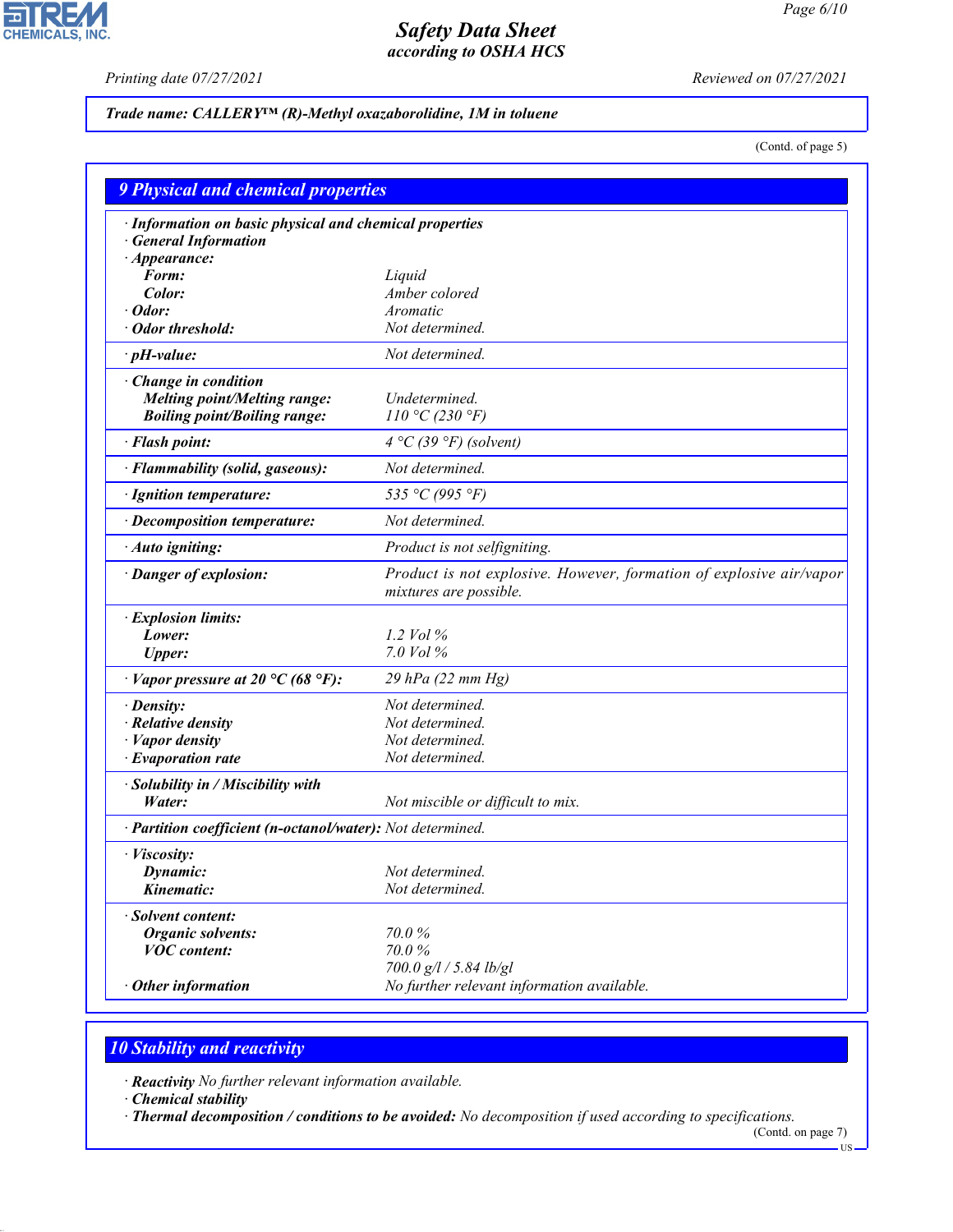**Trade name: CALLERY™ (R)-Methyl oxazaborolidine, 1M in toluene**

(Contd. of page 5)

## 9 Physical and chemical properties

| Property | Value |
|---|---|
| · **Information on basic physical and chemical properties** | |
| · **General Information** | |
| · **Appearance:** | |
| **Form:** | Liquid |
| **Color:** | Amber colored |
| · **Odor:** | Aromatic |
| · **Odor threshold:** | Not determined. |
| · **pH-value:** | Not determined. |
| · **Change in condition** | |
| **Melting point/Melting range:** | Undetermined. |
| **Boiling point/Boiling range:** | 110 °C (230 °F) |
| · **Flash point:** | 4 °C (39 °F) (solvent) |
| · **Flammability (solid, gaseous):** | Not determined. |
| · **Ignition temperature:** | 535 °C (995 °F) |
| · **Decomposition temperature:** | Not determined. |
| · **Auto igniting:** | Product is not selfigniting. |
| · **Danger of explosion:** | Product is not explosive. However, formation of explosive air/vapor mixtures are possible. |
| · **Explosion limits:** | |
| **Lower:** | 1.2 Vol % |
| **Upper:** | 7.0 Vol % |
| · **Vapor pressure at 20 °C (68 °F):** | 29 hPa (22 mm Hg) |
| · **Density:** | Not determined. |
| · **Relative density** | Not determined. |
| · **Vapor density** | Not determined. |
| · **Evaporation rate** | Not determined. |
| · **Solubility in / Miscibility with** | |
| **Water:** | Not miscible or difficult to mix. |
| · **Partition coefficient (n-octanol/water):** | Not determined. |
| · **Viscosity:** | |
| **Dynamic:** | Not determined. |
| **Kinematic:** | Not determined. |
| · **Solvent content:** | |
| **Organic solvents:** | 70.0 % |
| **VOC content:** | 70.0 % |
| | 700.0 g/l / 5.84 lb/gl |
| · **Other information** | No further relevant information available. |

## 10 Stability and reactivity

· **Reactivity** No further relevant information available.
· **Chemical stability**
· **Thermal decomposition / conditions to be avoided:** No decomposition if used according to specifications.

(Contd. on page 7)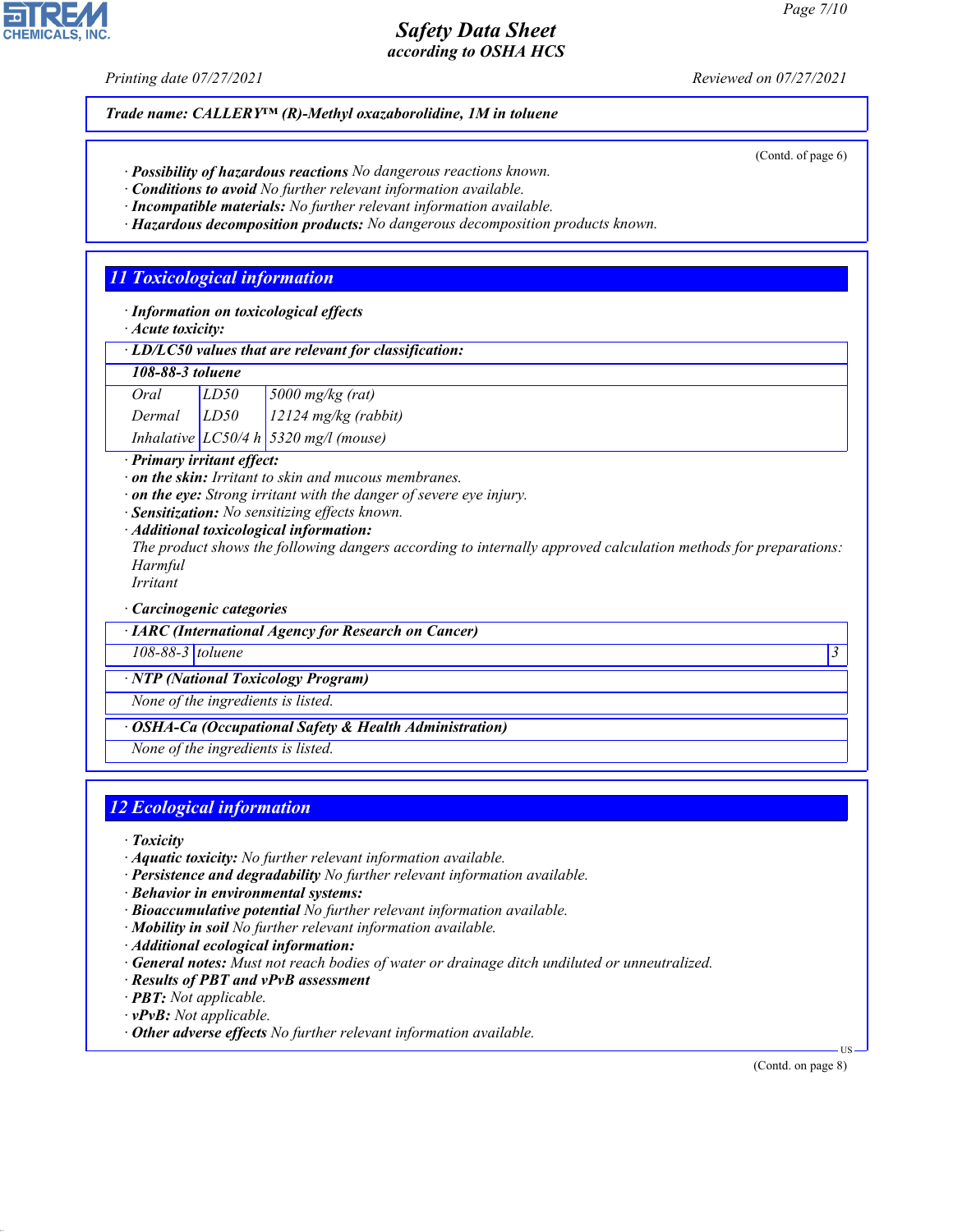**Trade name: CALLERY™ (R)-Methyl oxazaborolidine, 1M in toluene**

(Contd. of page 6)

· **Possibility of hazardous reactions** No dangerous reactions known.
· **Conditions to avoid** No further relevant information available.
· **Incompatible materials:** No further relevant information available.
· **Hazardous decomposition products:** No dangerous decomposition products known.

## 11 Toxicological information

· **Information on toxicological effects**
· **Acute toxicity:**

| · LD/LC50 values that are relevant for classification: | | |
|---|---|---|
| **108-88-3 toluene** | | |
| Oral | LD50 | 5000 mg/kg (rat) |
| Dermal | LD50 | 12124 mg/kg (rabbit) |
| Inhalative | LC50/4 h | 5320 mg/l (mouse) |

· **Primary irritant effect:**
· **on the skin:** Irritant to skin and mucous membranes.
· **on the eye:** Strong irritant with the danger of severe eye injury.
· **Sensitization:** No sensitizing effects known.
· **Additional toxicological information:**
The product shows the following dangers according to internally approved calculation methods for preparations:
Harmful
Irritant

· **Carcinogenic categories**

| · IARC (International Agency for Research on Cancer) | | |
|---|---|---|
| 108-88-3 | toluene | 3 |

| · NTP (National Toxicology Program) |
|---|
| None of the ingredients is listed. |

| · OSHA-Ca (Occupational Safety & Health Administration) |
|---|
| None of the ingredients is listed. |

## 12 Ecological information

· **Toxicity**
· **Aquatic toxicity:** No further relevant information available.
· **Persistence and degradability** No further relevant information available.
· **Behavior in environmental systems:**
· **Bioaccumulative potential** No further relevant information available.
· **Mobility in soil** No further relevant information available.
· **Additional ecological information:**
· **General notes:** Must not reach bodies of water or drainage ditch undiluted or unneutralized.
· **Results of PBT and vPvB assessment**
· **PBT:** Not applicable.
· **vPvB:** Not applicable.
· **Other adverse effects** No further relevant information available.

(Contd. on page 8)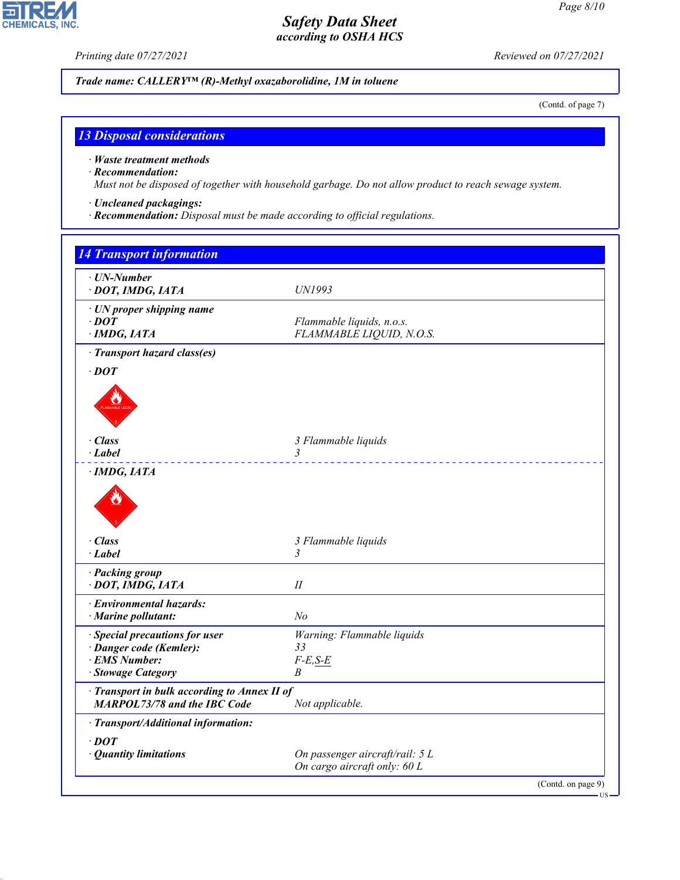Trade name: CALLERY™ (R)-Methyl oxazaborolidine, 1M in toluene

(Contd. of page 7)

## 13 Disposal considerations

· **Waste treatment methods**
· **Recommendation:**
Must not be disposed of together with household garbage. Do not allow product to reach sewage system.

· **Uncleaned packagings:**
· **Recommendation:** Disposal must be made according to official regulations.

## 14 Transport information

| | |
|---|---|
| · **UN-Number** | |
| · **DOT, IMDG, IATA** | UN1993 |
| · **UN proper shipping name** | |
| · **DOT** | Flammable liquids, n.o.s. |
| · **IMDG, IATA** | FLAMMABLE LIQUID, N.O.S. |
| · **Transport hazard class(es)** | |
| · **DOT** | |
| · **Class** | 3 Flammable liquids |
| · **Label** | 3 |
| · **IMDG, IATA** | |
| · **Class** | 3 Flammable liquids |
| · **Label** | 3 |
| · **Packing group** | |
| · **DOT, IMDG, IATA** | II |
| · **Environmental hazards:** | |
| · **Marine pollutant:** | No |
| · **Special precautions for user** | Warning: Flammable liquids |
| · **Danger code (Kemler):** | 33 |
| · **EMS Number:** | F-E,S-E |
| · **Stowage Category** | B |
| · **Transport in bulk according to Annex II of MARPOL73/78 and the IBC Code** | Not applicable. |
| · **Transport/Additional information:** | |
| · **DOT** | |
| · **Quantity limitations** | On passenger aircraft/rail: 5 L<br>On cargo aircraft only: 60 L |

(Contd. on page 9)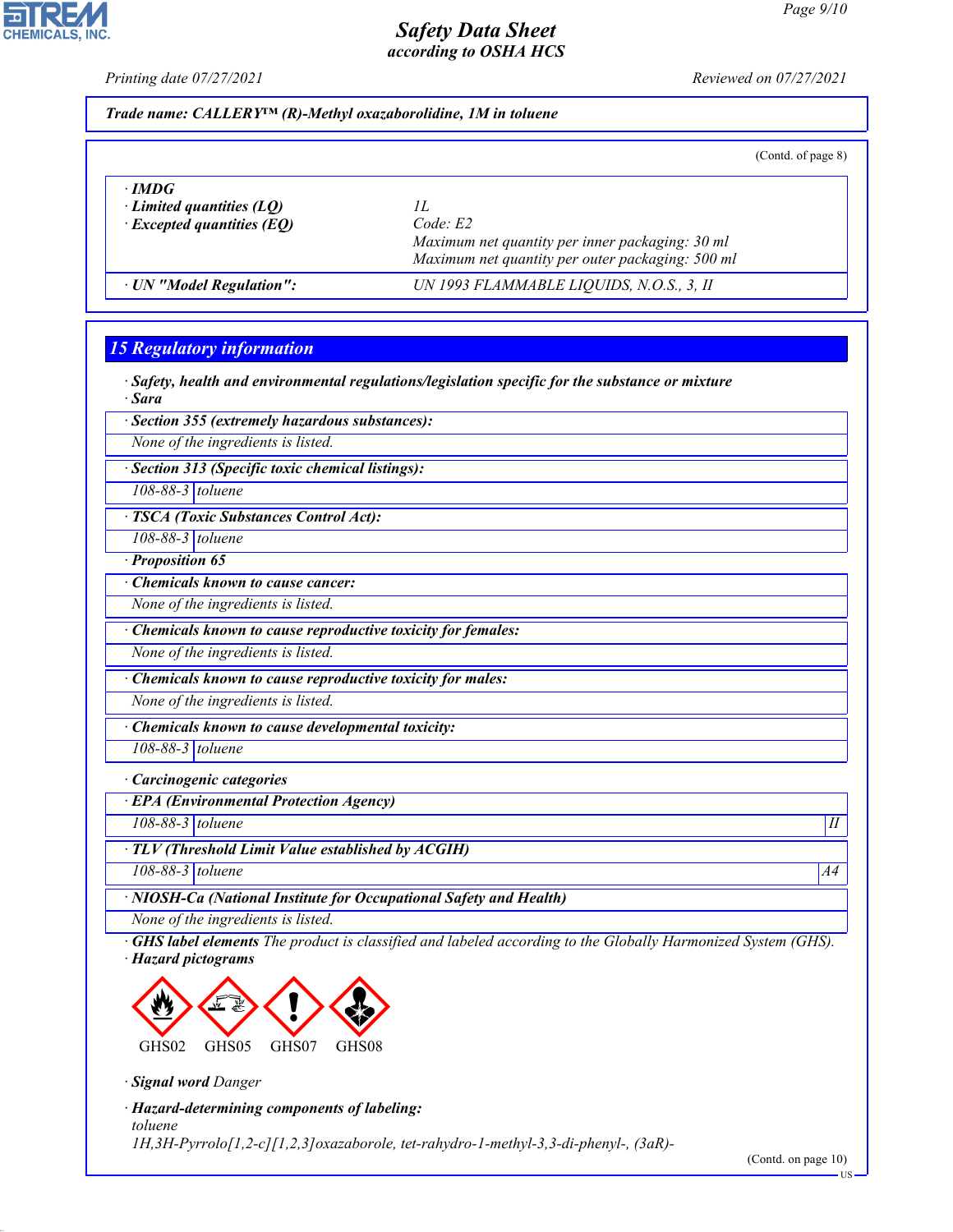Trade name: CALLERY™ (R)-Methyl oxazaborolidine, 1M in toluene

(Contd. of page 8)

| | |
|---|---|
| **· IMDG** | |
| **· Limited quantities (LQ)** | 1L |
| **· Excepted quantities (EQ)** | Code: E2<br>Maximum net quantity per inner packaging: 30 ml<br>Maximum net quantity per outer packaging: 500 ml |
| **· UN "Model Regulation":** | UN 1993 FLAMMABLE LIQUIDS, N.O.S., 3, II |

## 15 Regulatory information

**· Safety, health and environmental regulations/legislation specific for the substance or mixture**

**· Sara**

**· Section 355 (extremely hazardous substances):**

None of the ingredients is listed.

**· Section 313 (Specific toxic chemical listings):**

| | |
|---|---|
| 108-88-3 | toluene |

**· TSCA (Toxic Substances Control Act):**

| | |
|---|---|
| 108-88-3 | toluene |

**· Proposition 65**

**· Chemicals known to cause cancer:**

None of the ingredients is listed.

**· Chemicals known to cause reproductive toxicity for females:**

None of the ingredients is listed.

**· Chemicals known to cause reproductive toxicity for males:**

None of the ingredients is listed.

**· Chemicals known to cause developmental toxicity:**

| | |
|---|---|
| 108-88-3 | toluene |

**· Carcinogenic categories**

**· EPA (Environmental Protection Agency)**

| | | |
|---|---|---|
| 108-88-3 | toluene | II |

**· TLV (Threshold Limit Value established by ACGIH)**

| | | |
|---|---|---|
| 108-88-3 | toluene | A4 |

**· NIOSH-Ca (National Institute for Occupational Safety and Health)**

None of the ingredients is listed.

**· GHS label elements** The product is classified and labeled according to the Globally Harmonized System (GHS).

**· Hazard pictograms**

GHS02 GHS05 GHS07 GHS08

**· Signal word** Danger

**· Hazard-determining components of labeling:**

toluene

1H,3H-Pyrrolo[1,2-c][1,2,3]oxazaborole, tet-rahydro-1-methyl-3,3-di-phenyl-, (3aR)-

(Contd. on page 10)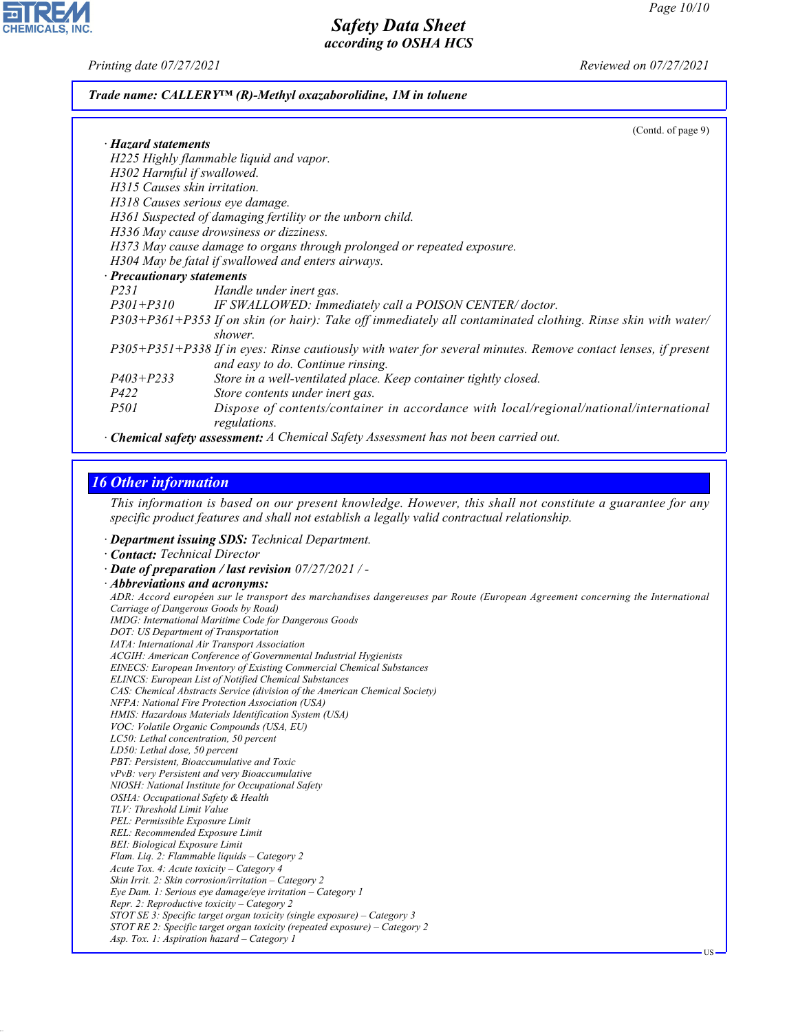(Contd. of page 9)

· **Hazard statements**

H225 Highly flammable liquid and vapor.
H302 Harmful if swallowed.
H315 Causes skin irritation.
H318 Causes serious eye damage.
H361 Suspected of damaging fertility or the unborn child.
H336 May cause drowsiness or dizziness.
H373 May cause damage to organs through prolonged or repeated exposure.
H304 May be fatal if swallowed and enters airways.

· **Precautionary statements**

| | |
|---|---|
| P231 | Handle under inert gas. |
| P301+P310 | IF SWALLOWED: Immediately call a POISON CENTER/ doctor. |
| P303+P361+P353 | If on skin (or hair): Take off immediately all contaminated clothing. Rinse skin with water/ shower. |
| P305+P351+P338 | If in eyes: Rinse cautiously with water for several minutes. Remove contact lenses, if present and easy to do. Continue rinsing. |
| P403+P233 | Store in a well-ventilated place. Keep container tightly closed. |
| P422 | Store contents under inert gas. |
| P501 | Dispose of contents/container in accordance with local/regional/national/international regulations. |

· **Chemical safety assessment:** A Chemical Safety Assessment has not been carried out.

## 16 Other information

This information is based on our present knowledge. However, this shall not constitute a guarantee for any specific product features and shall not establish a legally valid contractual relationship.

· **Department issuing SDS:** Technical Department.
· **Contact:** Technical Director
· **Date of preparation / last revision** 07/27/2021 / -
· **Abbreviations and acronyms:**

ADR: Accord européen sur le transport des marchandises dangereuses par Route (European Agreement concerning the International Carriage of Dangerous Goods by Road)
IMDG: International Maritime Code for Dangerous Goods
DOT: US Department of Transportation
IATA: International Air Transport Association
ACGIH: American Conference of Governmental Industrial Hygienists
EINECS: European Inventory of Existing Commercial Chemical Substances
ELINCS: European List of Notified Chemical Substances
CAS: Chemical Abstracts Service (division of the American Chemical Society)
NFPA: National Fire Protection Association (USA)
HMIS: Hazardous Materials Identification System (USA)
VOC: Volatile Organic Compounds (USA, EU)
LC50: Lethal concentration, 50 percent
LD50: Lethal dose, 50 percent
PBT: Persistent, Bioaccumulative and Toxic
vPvB: very Persistent and very Bioaccumulative
NIOSH: National Institute for Occupational Safety
OSHA: Occupational Safety & Health
TLV: Threshold Limit Value
PEL: Permissible Exposure Limit
REL: Recommended Exposure Limit
BEI: Biological Exposure Limit
Flam. Liq. 2: Flammable liquids – Category 2
Acute Tox. 4: Acute toxicity – Category 4
Skin Irrit. 2: Skin corrosion/irritation – Category 2
Eye Dam. 1: Serious eye damage/eye irritation – Category 1
Repr. 2: Reproductive toxicity – Category 2
STOT SE 3: Specific target organ toxicity (single exposure) – Category 3
STOT RE 2: Specific target organ toxicity (repeated exposure) – Category 2
Asp. Tox. 1: Aspiration hazard – Category 1